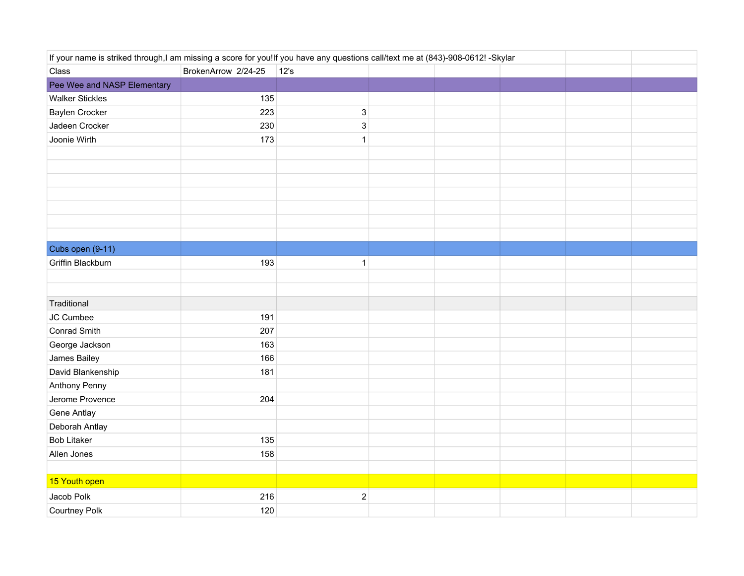If your name is striked through,I am missing a score for you!If you have any questions call/text me at (843)-908-0612! -Skylar

| Class | BrokenArrow 2/24-25 | 12's | | | | | |
|---|---|---|---|---|---|---|---|
| Pee Wee and NASP Elementary | | | | | | | |
| Walker Stickles | 135 | | | | | | |
| Baylen Crocker | 223 | 3 | | | | | |
| Jadeen Crocker | 230 | 3 | | | | | |
| Joonie Wirth | 173 | 1 | | | | | |
| | | | | | | | |
| | | | | | | | |
| | | | | | | | |
| | | | | | | | |
| | | | | | | | |
| | | | | | | | |
| | | | | | | | |
| Cubs open (9-11) | | | | | | | |
| Griffin Blackburn | 193 | 1 | | | | | |
| | | | | | | | |
| | | | | | | | |
| Traditional | | | | | | | |
| JC Cumbee | 191 | | | | | | |
| Conrad Smith | 207 | | | | | | |
| George Jackson | 163 | | | | | | |
| James Bailey | 166 | | | | | | |
| David Blankenship | 181 | | | | | | |
| Anthony Penny | | | | | | | |
| Jerome Provence | 204 | | | | | | |
| Gene Antlay | | | | | | | |
| Deborah Antlay | | | | | | | |
| Bob Litaker | 135 | | | | | | |
| Allen Jones | 158 | | | | | | |
| | | | | | | | |
| 15 Youth open | | | | | | | |
| Jacob Polk | 216 | 2 | | | | | |
| Courtney Polk | 120 | | | | | | |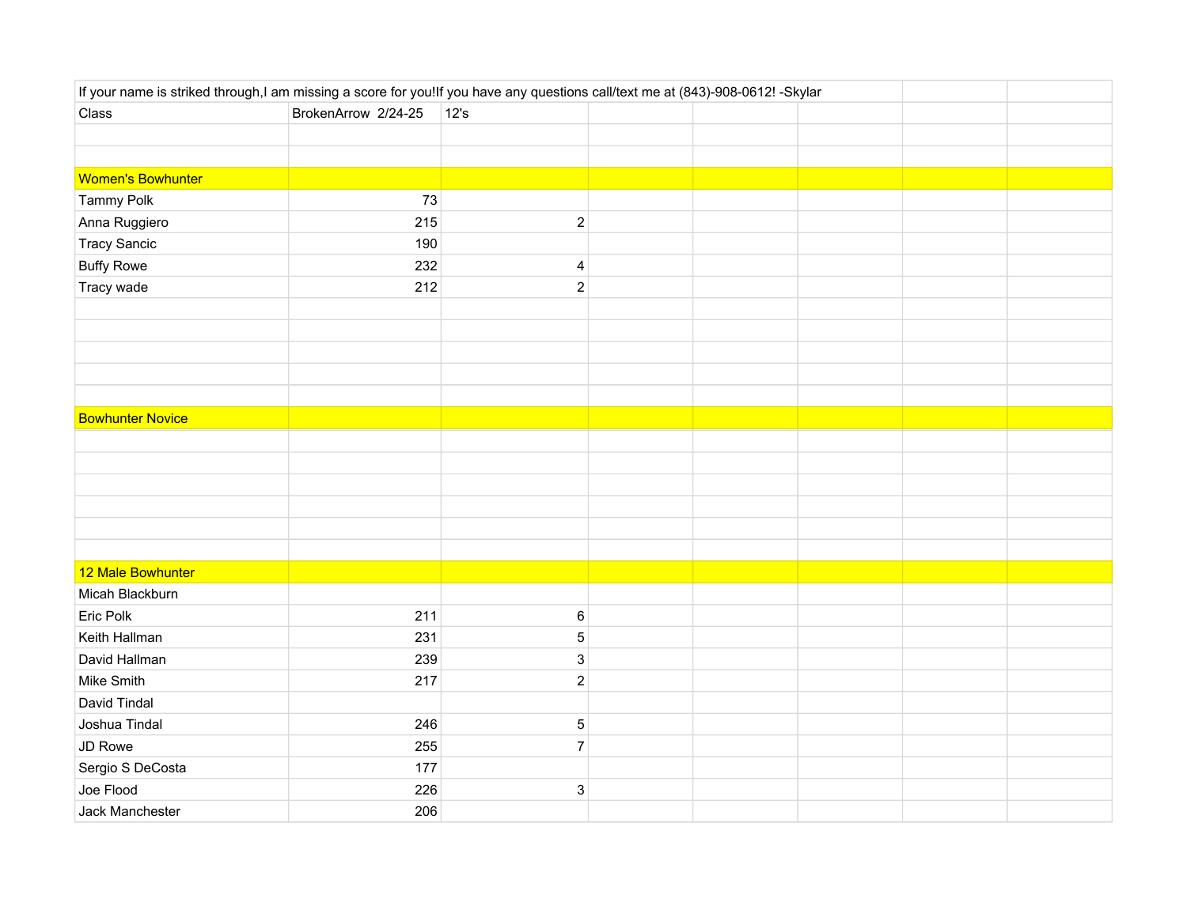If your name is striked through,I am missing a score for you!If you have any questions call/text me at (843)-908-0612! -Skylar

| Class | BrokenArrow 2/24-25 | 12's |
|---|---|---|
| | | |
| | | |
| **Women's Bowhunter** | | |
| Tammy Polk | 73 | |
| Anna Ruggiero | 215 | 2 |
| Tracy Sancic | 190 | |
| Buffy Rowe | 232 | 4 |
| Tracy wade | 212 | 2 |
| | | |
| | | |
| | | |
| | | |
| | | |
| **Bowhunter Novice** | | |
| | | |
| | | |
| | | |
| | | |
| | | |
| | | |
| **12 Male Bowhunter** | | |
| Micah Blackburn | | |
| Eric Polk | 211 | 6 |
| Keith Hallman | 231 | 5 |
| David Hallman | 239 | 3 |
| Mike Smith | 217 | 2 |
| David Tindal | | |
| Joshua Tindal | 246 | 5 |
| JD Rowe | 255 | 7 |
| Sergio S DeCosta | 177 | |
| Joe Flood | 226 | 3 |
| Jack Manchester | 206 | |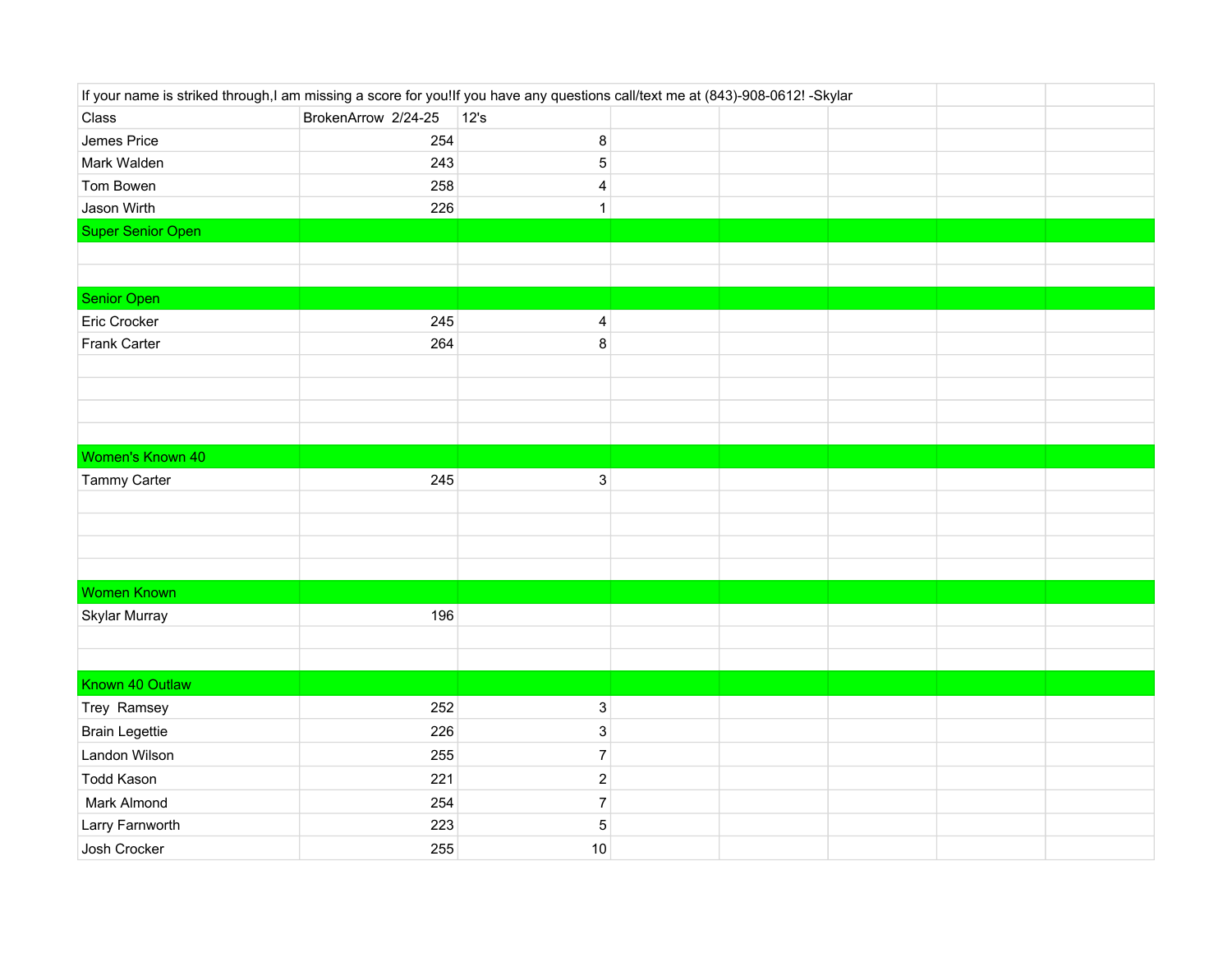If your name is striked through,I am missing a score for you!If you have any questions call/text me at (843)-908-0612! -Skylar

| Class | BrokenArrow 2/24-25 | 12's | | | | | |
|---|---|---|---|---|---|---|---|
| Jemes Price | 254 | 8 | | | | | |
| Mark Walden | 243 | 5 | | | | | |
| Tom Bowen | 258 | 4 | | | | | |
| Jason Wirth | 226 | 1 | | | | | |
| Super Senior Open | | | | | | | |
| | | | | | | | |
| | | | | | | | |
| Senior Open | | | | | | | |
| Eric Crocker | 245 | 4 | | | | | |
| Frank Carter | 264 | 8 | | | | | |
| | | | | | | | |
| | | | | | | | |
| | | | | | | | |
| | | | | | | | |
| Women's Known 40 | | | | | | | |
| Tammy Carter | 245 | 3 | | | | | |
| | | | | | | | |
| | | | | | | | |
| | | | | | | | |
| | | | | | | | |
| Women Known | | | | | | | |
| Skylar Murray | 196 | | | | | | |
| | | | | | | | |
| | | | | | | | |
| Known 40 Outlaw | | | | | | | |
| Trey Ramsey | 252 | 3 | | | | | |
| Brain Legettie | 226 | 3 | | | | | |
| Landon Wilson | 255 | 7 | | | | | |
| Todd Kason | 221 | 2 | | | | | |
| Mark Almond | 254 | 7 | | | | | |
| Larry Farnworth | 223 | 5 | | | | | |
| Josh Crocker | 255 | 10 | | | | | |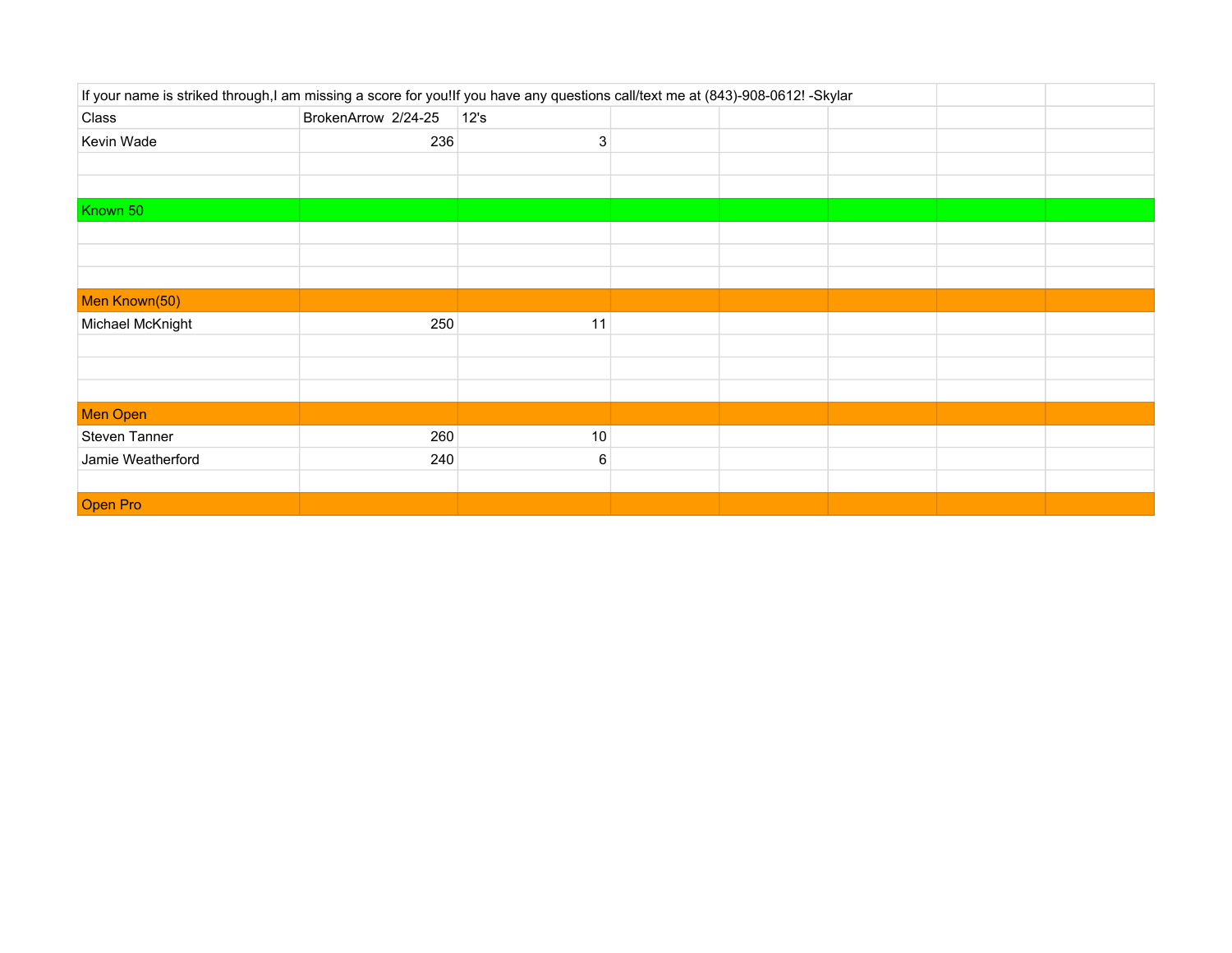| | | | | | | | |
|---|---|---|---|---|---|---|---|
| If your name is striked through,I am missing a score for you!If you have any questions call/text me at (843)-908-0612! -Skylar | | | | | | | |
| Class | BrokenArrow 2/24-25 | 12's | | | | | |
| Kevin Wade | 236 | 3 | | | | | |
| | | | | | | | |
| | | | | | | | |
| Known 50 | | | | | | | |
| | | | | | | | |
| | | | | | | | |
| | | | | | | | |
| Men Known(50) | | | | | | | |
| Michael McKnight | 250 | 11 | | | | | |
| | | | | | | | |
| | | | | | | | |
| | | | | | | | |
| Men Open | | | | | | | |
| Steven Tanner | 260 | 10 | | | | | |
| Jamie Weatherford | 240 | 6 | | | | | |
| | | | | | | | |
| Open Pro | | | | | | | |